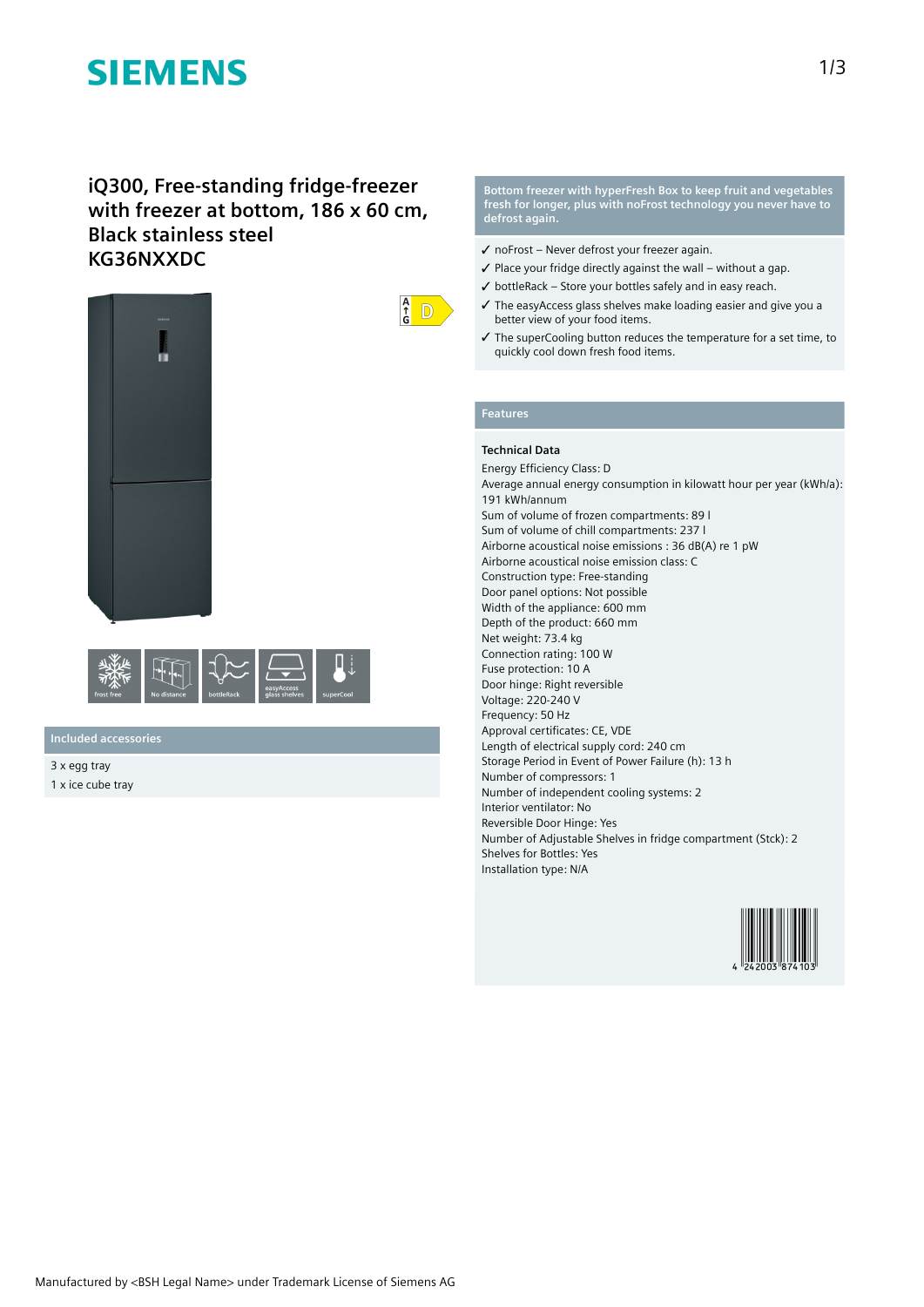# SIEMENS

## iQ300, Free-standing fridge-freezer with freezer at bottom, 186 x 60 cm, Black stainless steel KG36NXXDC

frost free | No distance | bottleRack | easyAccess glass shelves | superCool

### Included accessories

3 x egg tray

1 x ice cube tray

**Bottom freezer with hyperFresh Box to keep fruit and vegetables fresh for longer, plus with noFrost technology you never have to defrost again.**

- ✓ noFrost – Never defrost your freezer again.
- ✓ Place your fridge directly against the wall – without a gap.
- ✓ bottleRack – Store your bottles safely and in easy reach.
- ✓ The easyAccess glass shelves make loading easier and give you a better view of your food items.
- ✓ The superCooling button reduces the temperature for a set time, to quickly cool down fresh food items.

### Features

**Technical Data**

Energy Efficiency Class: D
Average annual energy consumption in kilowatt hour per year (kWh/a): 191 kWh/annum
Sum of volume of frozen compartments: 89 l
Sum of volume of chill compartments: 237 l
Airborne acoustical noise emissions : 36 dB(A) re 1 pW
Airborne acoustical noise emission class: C
Construction type: Free-standing
Door panel options: Not possible
Width of the appliance: 600 mm
Depth of the product: 660 mm
Net weight: 73.4 kg
Connection rating: 100 W
Fuse protection: 10 A
Door hinge: Right reversible
Voltage: 220-240 V
Frequency: 50 Hz
Approval certificates: CE, VDE
Length of electrical supply cord: 240 cm
Storage Period in Event of Power Failure (h): 13 h
Number of compressors: 1
Number of independent cooling systems: 2
Interior ventilator: No
Reversible Door Hinge: Yes
Number of Adjustable Shelves in fridge compartment (Stck): 2
Shelves for Bottles: Yes
Installation type: N/A

4 242003 874103

Manufactured by <BSH Legal Name> under Trademark License of Siemens AG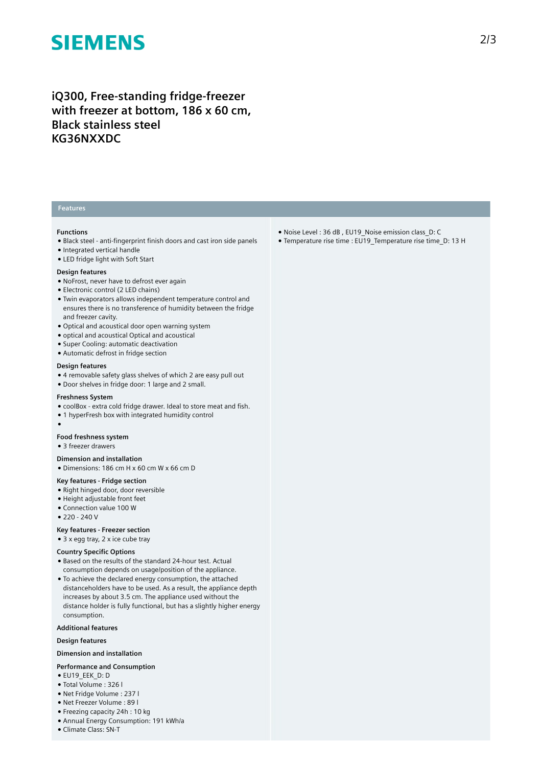# iQ300, Free-standing fridge-freezer with freezer at bottom, 186 x 60 cm, Black stainless steel KG36NXXDC

## Features

### Functions

- Black steel - anti-fingerprint finish doors and cast iron side panels
- Integrated vertical handle
- LED fridge light with Soft Start

### Design features

- NoFrost, never have to defrost ever again
- Electronic control (2 LED chains)
- Twin evaporators allows independent temperature control and ensures there is no transference of humidity between the fridge and freezer cavity.
- Optical and acoustical door open warning system
- optical and acoustical Optical and acoustical
- Super Cooling: automatic deactivation
- Automatic defrost in fridge section

### Design features

- 4 removable safety glass shelves of which 2 are easy pull out
- Door shelves in fridge door: 1 large and 2 small.

### Freshness System

- coolBox - extra cold fridge drawer. Ideal to store meat and fish.
- 1 hyperFresh box with integrated humidity control
-

### Food freshness system

- 3 freezer drawers

### Dimension and installation

- Dimensions: 186 cm H x 60 cm W x 66 cm D

### Key features - Fridge section

- Right hinged door, door reversible
- Height adjustable front feet
- Connection value 100 W
- 220 - 240 V

### Key features - Freezer section

- 3 x egg tray, 2 x ice cube tray

### Country Specific Options

- Based on the results of the standard 24-hour test. Actual consumption depends on usage/position of the appliance.
- To achieve the declared energy consumption, the attached distanceholders have to be used. As a result, the appliance depth increases by about 3.5 cm. The appliance used without the distance holder is fully functional, but has a slightly higher energy consumption.

### Additional features

### Design features

### Dimension and installation

### Performance and Consumption

- EU19_EEK_D: D
- Total Volume : 326 l
- Net Fridge Volume : 237 l
- Net Freezer Volume : 89 l
- Freezing capacity 24h : 10 kg
- Annual Energy Consumption: 191 kWh/a
- Climate Class: SN-T
- Noise Level : 36 dB , EU19_Noise emission class_D: C
- Temperature rise time : EU19_Temperature rise time_D: 13 H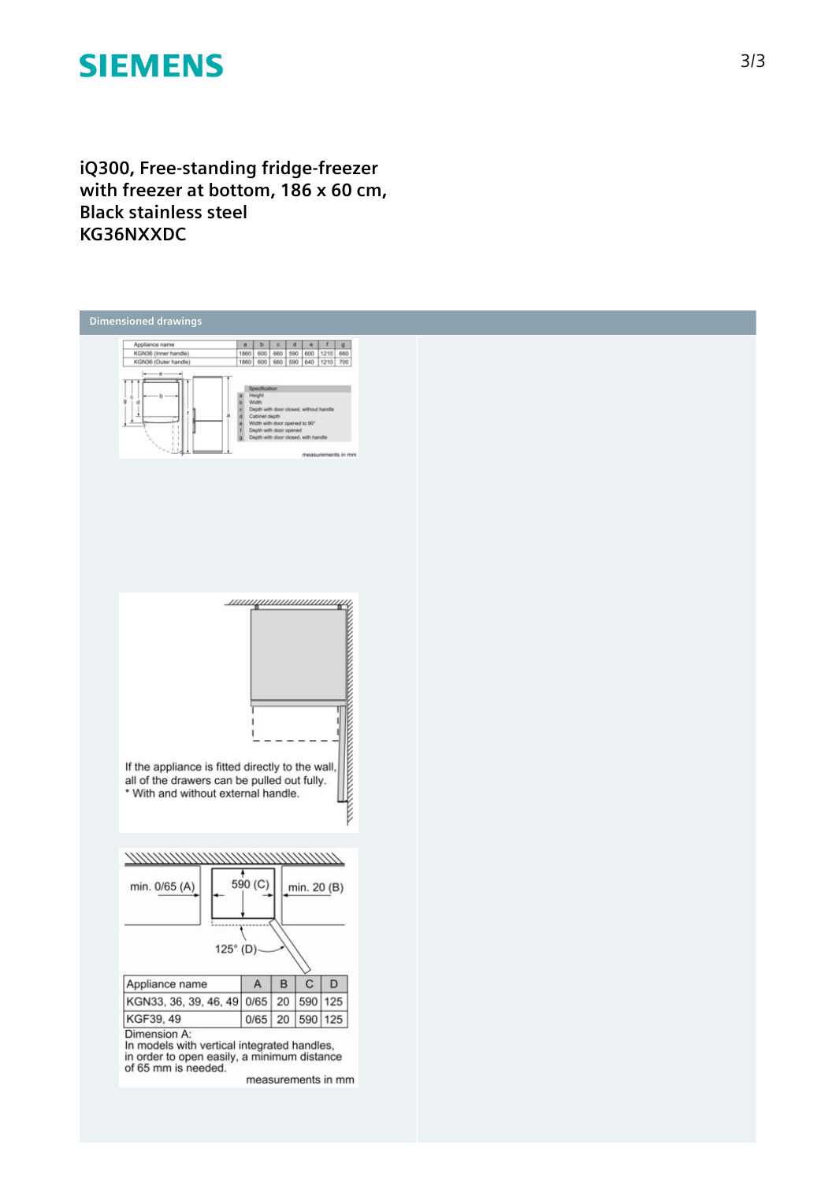# iQ300, Free-standing fridge-freezer with freezer at bottom, 186 x 60 cm, Black stainless steel
# KG36NXXDC

## Dimensioned drawings

| Appliance name | a | b | c | d | e | f | g |
|---|---|---|---|---|---|---|---|
| KGN36 (Inner handle) | 1860 | 600 | 660 | 590 | 600 | 1210 | 660 |
| KGN36 (Outer handle) | 1860 | 600 | 660 | 590 | 640 | 1210 | 700 |

| | Specification |
|---|---|
| a | Height |
| b | Width |
| c | Depth with door closed, without handle |
| d | Cabinet depth |
| e | Width with door opened to 90° |
| f | Depth with door opened |
| g | Depth with door closed, with handle |

measurements in mm

If the appliance is fitted directly to the wall, all of the drawers can be pulled out fully.
* With and without external handle.

min. 0/65 (A)
590 (C)
min. 20 (B)
125° (D)

| Appliance name | A | B | C | D |
|---|---|---|---|---|
| KGN33, 36, 39, 46, 49 | 0/65 | 20 | 590 | 125 |
| KGF39, 49 | 0/65 | 20 | 590 | 125 |

Dimension A:
In models with vertical integrated handles, in order to open easily, a minimum distance of 65 mm is needed.

measurements in mm